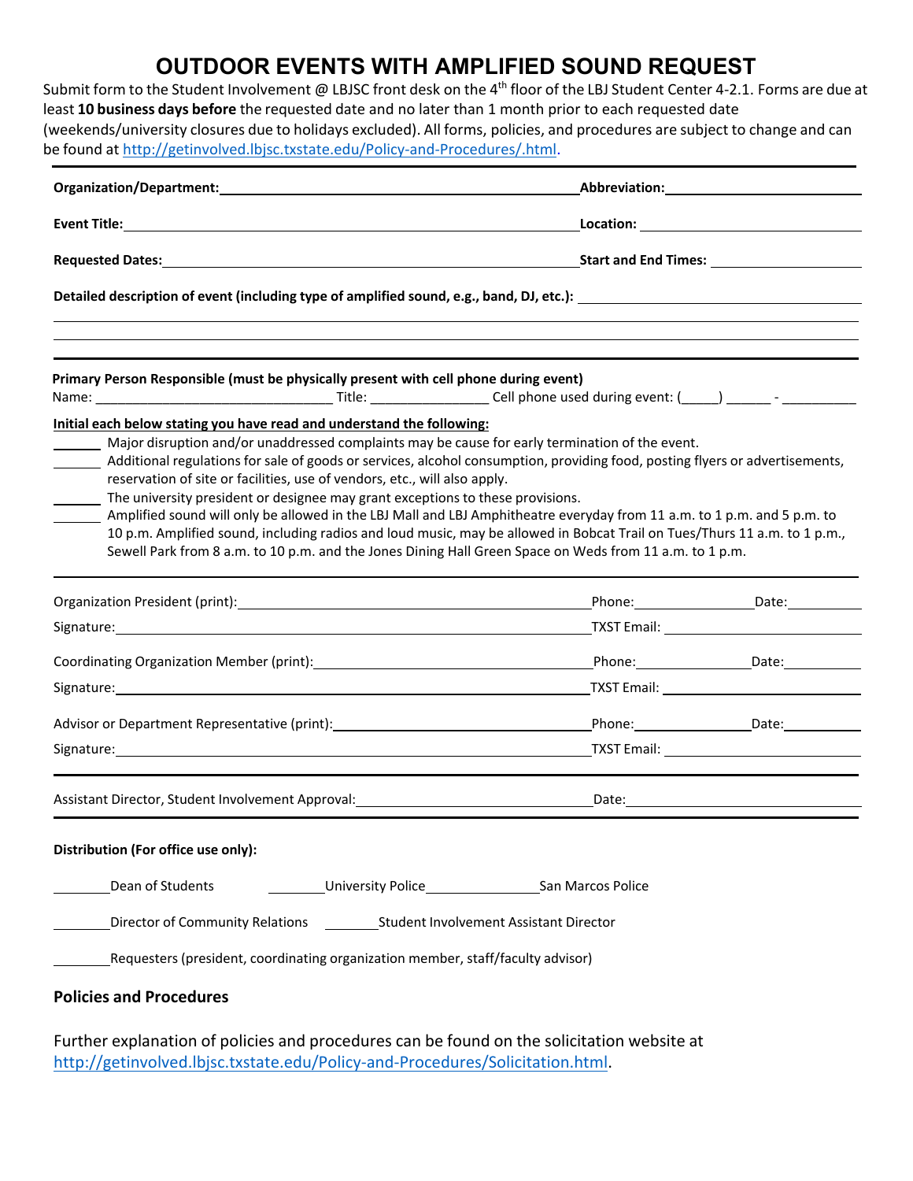# OUTDOOR EVENTS WITH AMPLIFIED SOUND REQUEST

Submit form to the Student Involvement @ LBJSC front desk on the 4th floor of the LBJ Student Center 4-2.1. Forms are due at least **10 business days before** the requested date and no later than 1 month prior to each requested date (weekends/university closures due to holidays excluded). All forms, policies, and procedures are subject to change and can be found at http://getinvolved.lbjsc.txstate.edu/Policy-and-Procedures/.html.

---

**Organization/Department:** ______________________________ **Abbreviation:** ______________________

**Event Title:** ______________________________ **Location:** ______________________

**Requested Dates:** ______________________________ **Start and End Times:** ______________________

**Detailed description of event (including type of amplified sound, e.g., band, DJ, etc.):** ______________________________

---

**Primary Person Responsible (must be physically present with cell phone during event)**

Name: ______________________ Title: ________________ Cell phone used during event: (_____) ______ - __________

**Initial each below stating you have read and understand the following:**

_______ Major disruption and/or unaddressed complaints may be cause for early termination of the event.

_______ Additional regulations for sale of goods or services, alcohol consumption, providing food, posting flyers or advertisements, reservation of site or facilities, use of vendors, etc., will also apply.

_______ The university president or designee may grant exceptions to these provisions.

_______ Amplified sound will only be allowed in the LBJ Mall and LBJ Amphitheatre everyday from 11 a.m. to 1 p.m. and 5 p.m. to 10 p.m. Amplified sound, including radios and loud music, may be allowed in Bobcat Trail on Tues/Thurs 11 a.m. to 1 p.m., Sewell Park from 8 a.m. to 10 p.m. and the Jones Dining Hall Green Space on Weds from 11 a.m. to 1 p.m.

---

Organization President (print): ______________________ Phone: ____________ Date: ________

Signature: ______________________ TXST Email: ______________________

Coordinating Organization Member (print): ______________________ Phone: ____________ Date: ________

Signature: ______________________ TXST Email: ______________________

Advisor or Department Representative (print): ______________________ Phone: ____________ Date: ________

Signature: ______________________ TXST Email: ______________________

---

Assistant Director, Student Involvement Approval: ______________________ Date: ______________________

---

**Distribution (For office use only):**

________ Dean of Students ________ University Police ________ San Marcos Police

________ Director of Community Relations ________ Student Involvement Assistant Director

________ Requesters (president, coordinating organization member, staff/faculty advisor)

## Policies and Procedures

Further explanation of policies and procedures can be found on the solicitation website at http://getinvolved.lbjsc.txstate.edu/Policy-and-Procedures/Solicitation.html.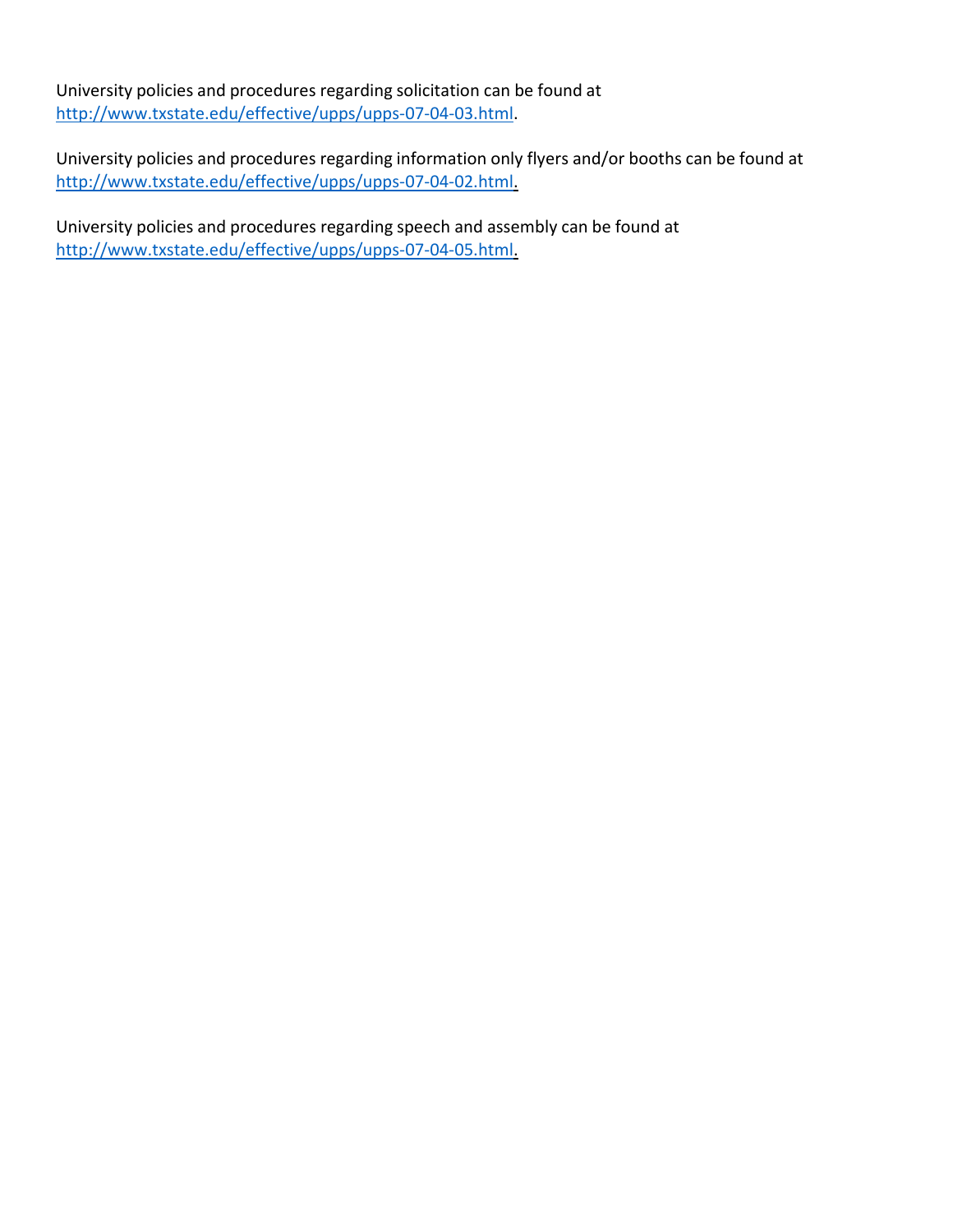University policies and procedures regarding solicitation can be found at http://www.txstate.edu/effective/upps/upps-07-04-03.html.

University policies and procedures regarding information only flyers and/or booths can be found at http://www.txstate.edu/effective/upps/upps-07-04-02.html.

University policies and procedures regarding speech and assembly can be found at http://www.txstate.edu/effective/upps/upps-07-04-05.html.